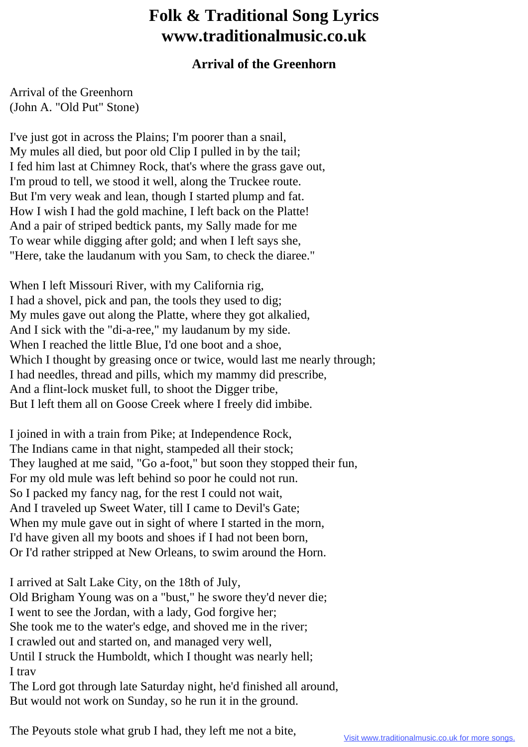# Folk & Traditional Song Lyrics www.traditionalmusic.co.uk

## Arrival of the Greenhorn

Arrival of the Greenhorn
(John A. "Old Put" Stone)

I've just got in across the Plains; I'm poorer than a snail,
My mules all died, but poor old Clip I pulled in by the tail;
I fed him last at Chimney Rock, that's where the grass gave out,
I'm proud to tell, we stood it well, along the Truckee route.
But I'm very weak and lean, though I started plump and fat.
How I wish I had the gold machine, I left back on the Platte!
And a pair of striped bedtick pants, my Sally made for me
To wear while digging after gold; and when I left says she,
"Here, take the laudanum with you Sam, to check the diaree."

When I left Missouri River, with my California rig,
I had a shovel, pick and pan, the tools they used to dig;
My mules gave out along the Platte, where they got alkalied,
And I sick with the "di-a-ree," my laudanum by my side.
When I reached the little Blue, I'd one boot and a shoe,
Which I thought by greasing once or twice, would last me nearly through;
I had needles, thread and pills, which my mammy did prescribe,
And a flint-lock musket full, to shoot the Digger tribe,
But I left them all on Goose Creek where I freely did imbibe.

I joined in with a train from Pike; at Independence Rock,
The Indians came in that night, stampeded all their stock;
They laughed at me said, "Go a-foot," but soon they stopped their fun,
For my old mule was left behind so poor he could not run.
So I packed my fancy nag, for the rest I could not wait,
And I traveled up Sweet Water, till I came to Devil's Gate;
When my mule gave out in sight of where I started in the morn,
I'd have given all my boots and shoes if I had not been born,
Or I'd rather stripped at New Orleans, to swim around the Horn.

I arrived at Salt Lake City, on the 18th of July,
Old Brigham Young was on a "bust," he swore they'd never die;
I went to see the Jordan, with a lady, God forgive her;
She took me to the water's edge, and shoved me in the river;
I crawled out and started on, and managed very well,
Until I struck the Humboldt, which I thought was nearly hell;
I trav
The Lord got through late Saturday night, he'd finished all around,
But would not work on Sunday, so he run it in the ground.

The Peyouts stole what grub I had, they left me not a bite,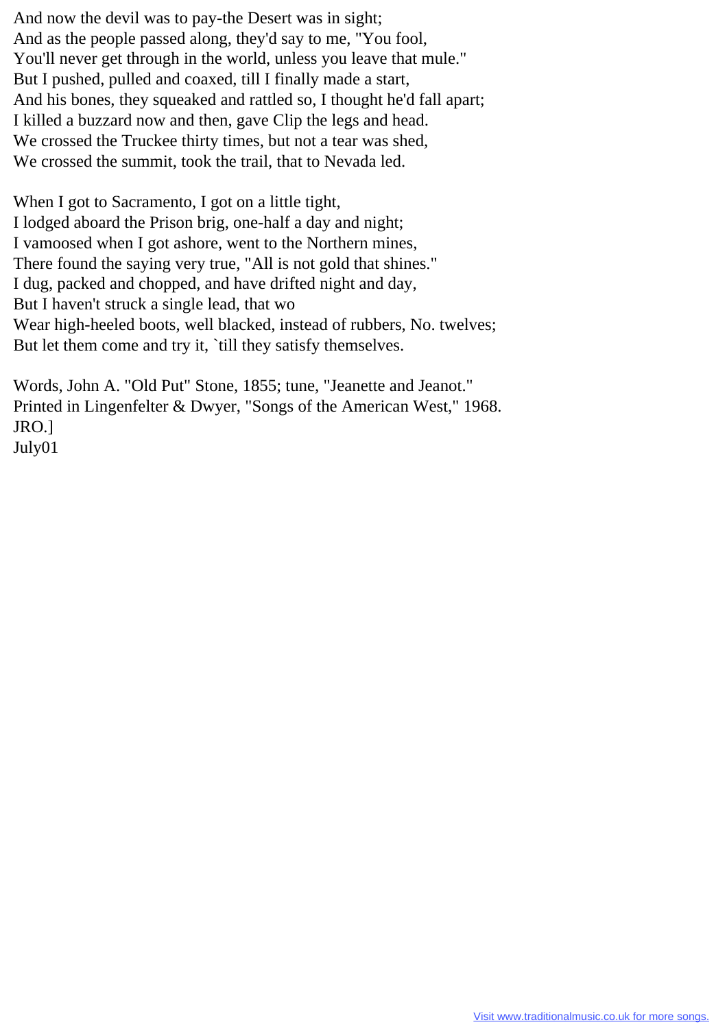And now the devil was to pay-the Desert was in sight;
And as the people passed along, they'd say to me, "You fool,
You'll never get through in the world, unless you leave that mule."
But I pushed, pulled and coaxed, till I finally made a start,
And his bones, they squeaked and rattled so, I thought he'd fall apart;
I killed a buzzard now and then, gave Clip the legs and head.
We crossed the Truckee thirty times, but not a tear was shed,
We crossed the summit, took the trail, that to Nevada led.

When I got to Sacramento, I got on a little tight,
I lodged aboard the Prison brig, one-half a day and night;
I vamoosed when I got ashore, went to the Northern mines,
There found the saying very true, "All is not gold that shines."
I dug, packed and chopped, and have drifted night and day,
But I haven't struck a single lead, that wo
Wear high-heeled boots, well blacked, instead of rubbers, No. twelves;
But let them come and try it, `till they satisfy themselves.

Words, John A. "Old Put" Stone, 1855; tune, "Jeanette and Jeanot."
Printed in Lingenfelter & Dwyer, "Songs of the American West," 1968.
JRO.]
July01